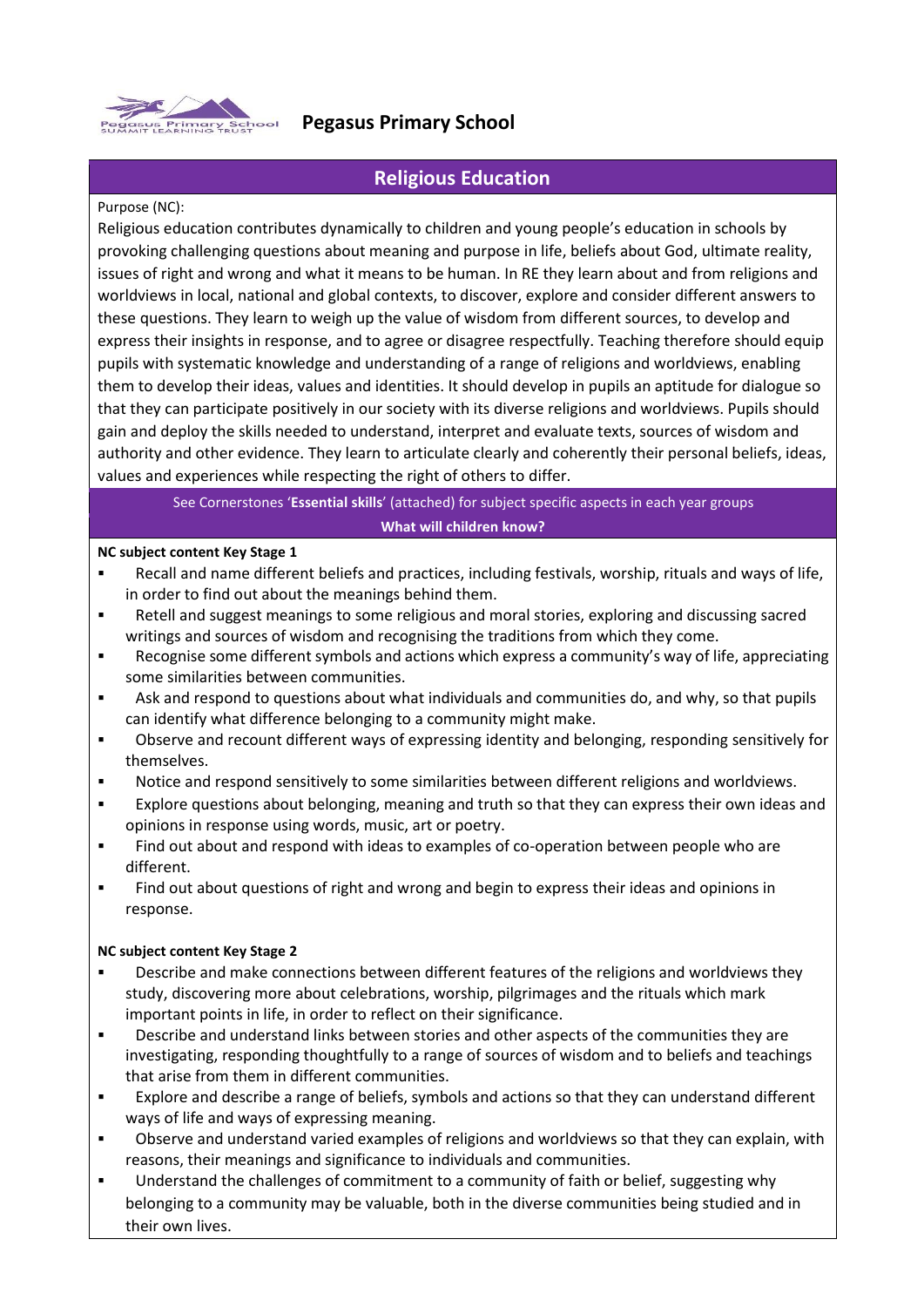# Pegasus Primary School

## Religious Education

Purpose (NC):

Religious education contributes dynamically to children and young people's education in schools by provoking challenging questions about meaning and purpose in life, beliefs about God, ultimate reality, issues of right and wrong and what it means to be human. In RE they learn about and from religions and worldviews in local, national and global contexts, to discover, explore and consider different answers to these questions. They learn to weigh up the value of wisdom from different sources, to develop and express their insights in response, and to agree or disagree respectfully. Teaching therefore should equip pupils with systematic knowledge and understanding of a range of religions and worldviews, enabling them to develop their ideas, values and identities. It should develop in pupils an aptitude for dialogue so that they can participate positively in our society with its diverse religions and worldviews. Pupils should gain and deploy the skills needed to understand, interpret and evaluate texts, sources of wisdom and authority and other evidence. They learn to articulate clearly and coherently their personal beliefs, ideas, values and experiences while respecting the right of others to differ.

See Cornerstones '**Essential skills**' (attached) for subject specific aspects in each year groups

**What will children know?**

**NC subject content Key Stage 1**

- Recall and name different beliefs and practices, including festivals, worship, rituals and ways of life, in order to find out about the meanings behind them.
- Retell and suggest meanings to some religious and moral stories, exploring and discussing sacred writings and sources of wisdom and recognising the traditions from which they come.
- Recognise some different symbols and actions which express a community's way of life, appreciating some similarities between communities.
- Ask and respond to questions about what individuals and communities do, and why, so that pupils can identify what difference belonging to a community might make.
- Observe and recount different ways of expressing identity and belonging, responding sensitively for themselves.
- Notice and respond sensitively to some similarities between different religions and worldviews.
- Explore questions about belonging, meaning and truth so that they can express their own ideas and opinions in response using words, music, art or poetry.
- Find out about and respond with ideas to examples of co-operation between people who are different.
- Find out about questions of right and wrong and begin to express their ideas and opinions in response.

**NC subject content Key Stage 2**

- Describe and make connections between different features of the religions and worldviews they study, discovering more about celebrations, worship, pilgrimages and the rituals which mark important points in life, in order to reflect on their significance.
- Describe and understand links between stories and other aspects of the communities they are investigating, responding thoughtfully to a range of sources of wisdom and to beliefs and teachings that arise from them in different communities.
- Explore and describe a range of beliefs, symbols and actions so that they can understand different ways of life and ways of expressing meaning.
- Observe and understand varied examples of religions and worldviews so that they can explain, with reasons, their meanings and significance to individuals and communities.
- Understand the challenges of commitment to a community of faith or belief, suggesting why belonging to a community may be valuable, both in the diverse communities being studied and in their own lives.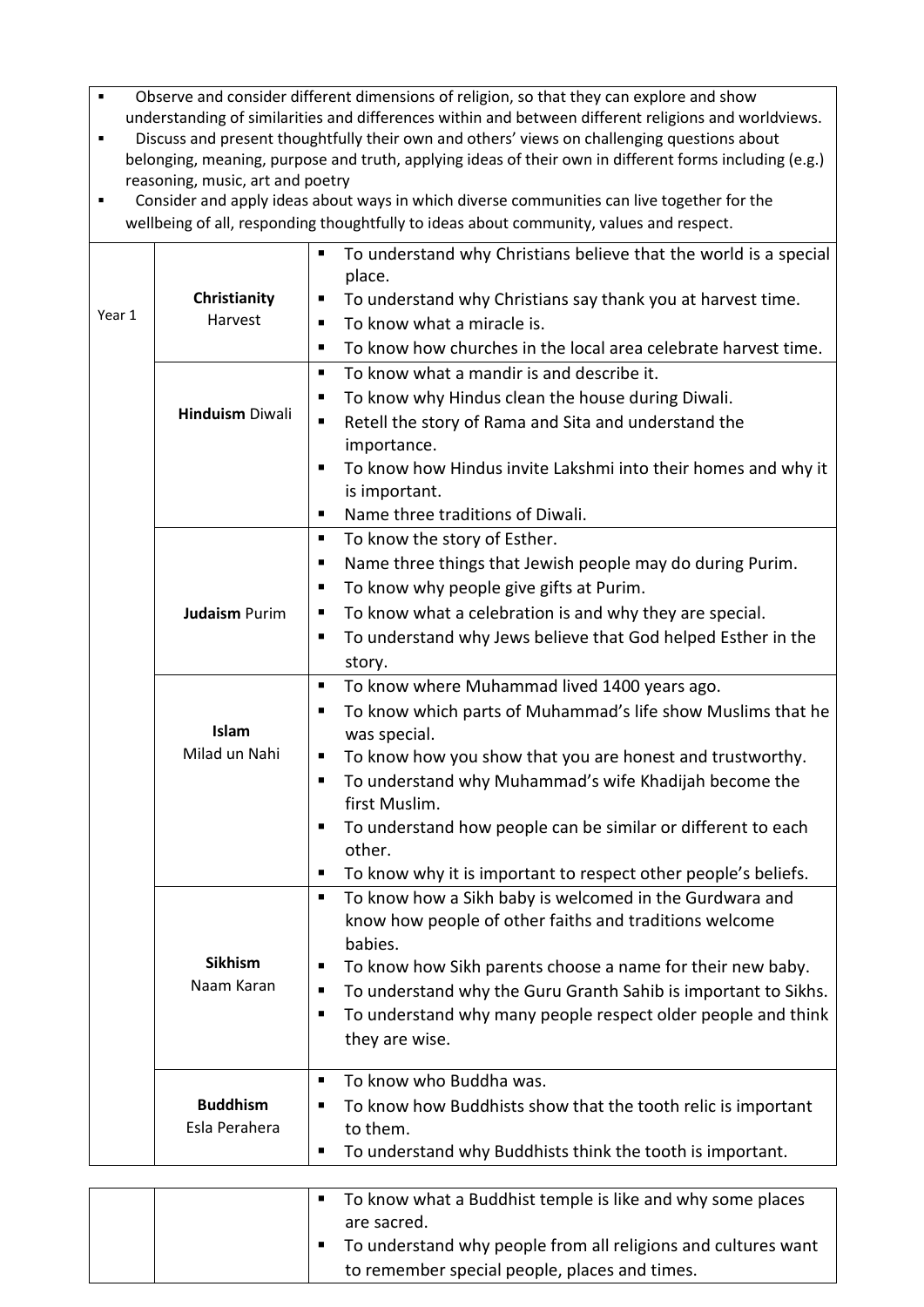- Observe and consider different dimensions of religion, so that they can explore and show understanding of similarities and differences within and between different religions and worldviews.
- Discuss and present thoughtfully their own and others' views on challenging questions about belonging, meaning, purpose and truth, applying ideas of their own in different forms including (e.g.) reasoning, music, art and poetry
- Consider and apply ideas about ways in which diverse communities can live together for the wellbeing of all, responding thoughtfully to ideas about community, values and respect.

| | | |
|---|---|---|
| Year 1 | **Christianity** Harvest | ▪ To understand why Christians believe that the world is a special place.<br>▪ To understand why Christians say thank you at harvest time.<br>▪ To know what a miracle is.<br>▪ To know how churches in the local area celebrate harvest time. |
| | **Hinduism** Diwali | ▪ To know what a mandir is and describe it.<br>▪ To know why Hindus clean the house during Diwali.<br>▪ Retell the story of Rama and Sita and understand the importance.<br>▪ To know how Hindus invite Lakshmi into their homes and why it is important.<br>▪ Name three traditions of Diwali. |
| | **Judaism** Purim | ▪ To know the story of Esther.<br>▪ Name three things that Jewish people may do during Purim.<br>▪ To know why people give gifts at Purim.<br>▪ To know what a celebration is and why they are special.<br>▪ To understand why Jews believe that God helped Esther in the story. |
| | **Islam** Milad un Nahi | ▪ To know where Muhammad lived 1400 years ago.<br>▪ To know which parts of Muhammad's life show Muslims that he was special.<br>▪ To know how you show that you are honest and trustworthy.<br>▪ To understand why Muhammad's wife Khadijah become the first Muslim.<br>▪ To understand how people can be similar or different to each other.<br>▪ To know why it is important to respect other people's beliefs. |
| | **Sikhism** Naam Karan | ▪ To know how a Sikh baby is welcomed in the Gurdwara and know how people of other faiths and traditions welcome babies.<br>▪ To know how Sikh parents choose a name for their new baby.<br>▪ To understand why the Guru Granth Sahib is important to Sikhs.<br>▪ To understand why many people respect older people and think they are wise. |
| | **Buddhism** Esla Perahera | ▪ To know who Buddha was.<br>▪ To know how Buddhists show that the tooth relic is important to them.<br>▪ To understand why Buddhists think the tooth is important.<br>▪ To know what a Buddhist temple is like and why some places are sacred.<br>▪ To understand why people from all religions and cultures want to remember special people, places and times. |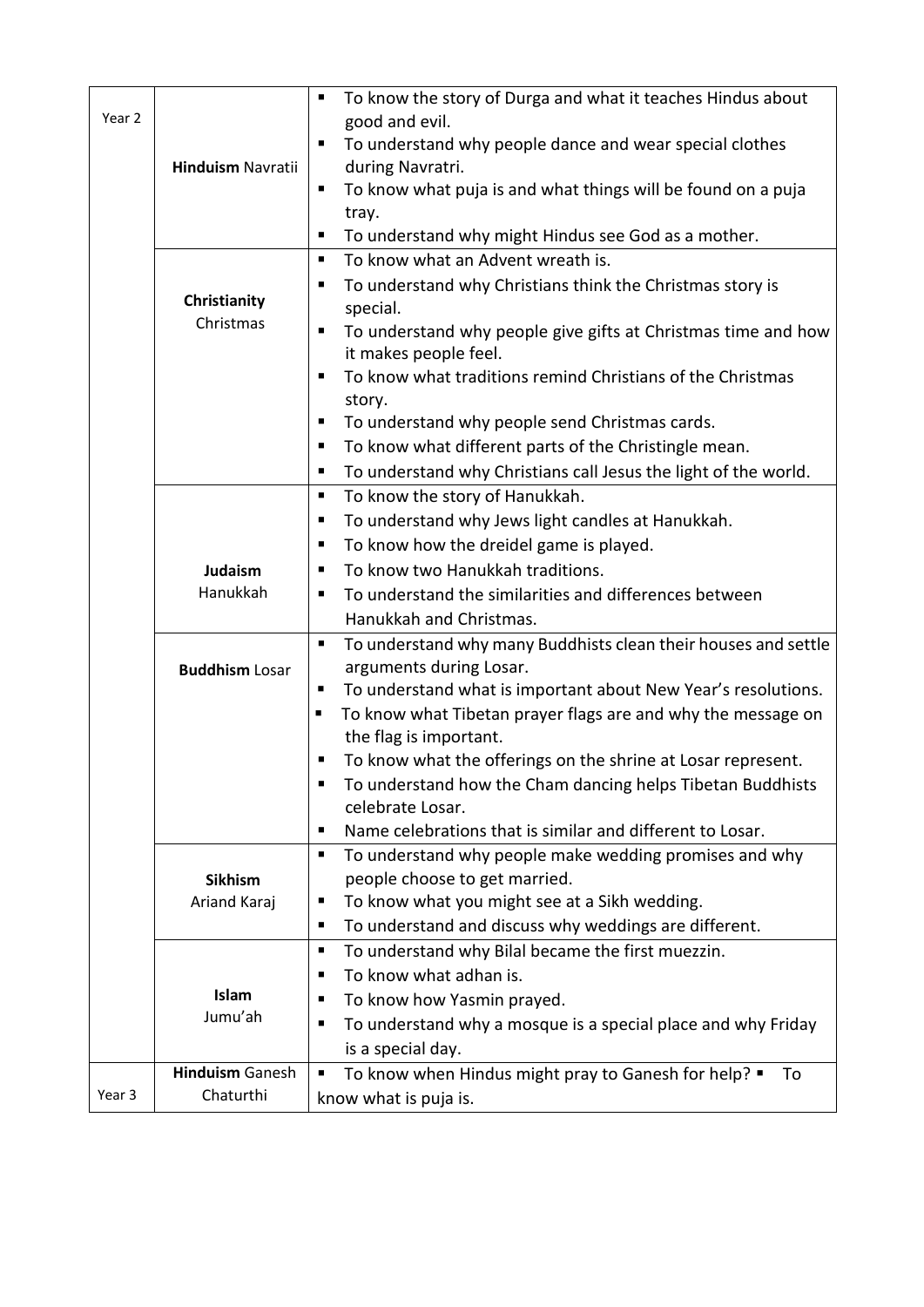| | | |
|---|---|---|
| Year 2 | **Hinduism** Navratii | ▪ To know the story of Durga and what it teaches Hindus about good and evil.<br>▪ To understand why people dance and wear special clothes during Navratri.<br>▪ To know what puja is and what things will be found on a puja tray.<br>▪ To understand why might Hindus see God as a mother. |
| | **Christianity** Christmas | ▪ To know what an Advent wreath is.<br>▪ To understand why Christians think the Christmas story is special.<br>▪ To understand why people give gifts at Christmas time and how it makes people feel.<br>▪ To know what traditions remind Christians of the Christmas story.<br>▪ To understand why people send Christmas cards.<br>▪ To know what different parts of the Christingle mean.<br>▪ To understand why Christians call Jesus the light of the world. |
| | **Judaism** Hanukkah | ▪ To know the story of Hanukkah.<br>▪ To understand why Jews light candles at Hanukkah.<br>▪ To know how the dreidel game is played.<br>▪ To know two Hanukkah traditions.<br>▪ To understand the similarities and differences between Hanukkah and Christmas. |
| | **Buddhism** Losar | ▪ To understand why many Buddhists clean their houses and settle arguments during Losar.<br>▪ To understand what is important about New Year's resolutions.<br>▪ To know what Tibetan prayer flags are and why the message on the flag is important.<br>▪ To know what the offerings on the shrine at Losar represent.<br>▪ To understand how the Cham dancing helps Tibetan Buddhists celebrate Losar.<br>▪ Name celebrations that is similar and different to Losar. |
| | **Sikhism** Ariand Karaj | ▪ To understand why people make wedding promises and why people choose to get married.<br>▪ To know what you might see at a Sikh wedding.<br>▪ To understand and discuss why weddings are different. |
| | **Islam** Jumu'ah | ▪ To understand why Bilal became the first muezzin.<br>▪ To know what adhan is.<br>▪ To know how Yasmin prayed.<br>▪ To understand why a mosque is a special place and why Friday is a special day. |
| Year 3 | **Hinduism** Ganesh Chaturthi | ▪ To know when Hindus might pray to Ganesh for help? ▪ To know what is puja is. |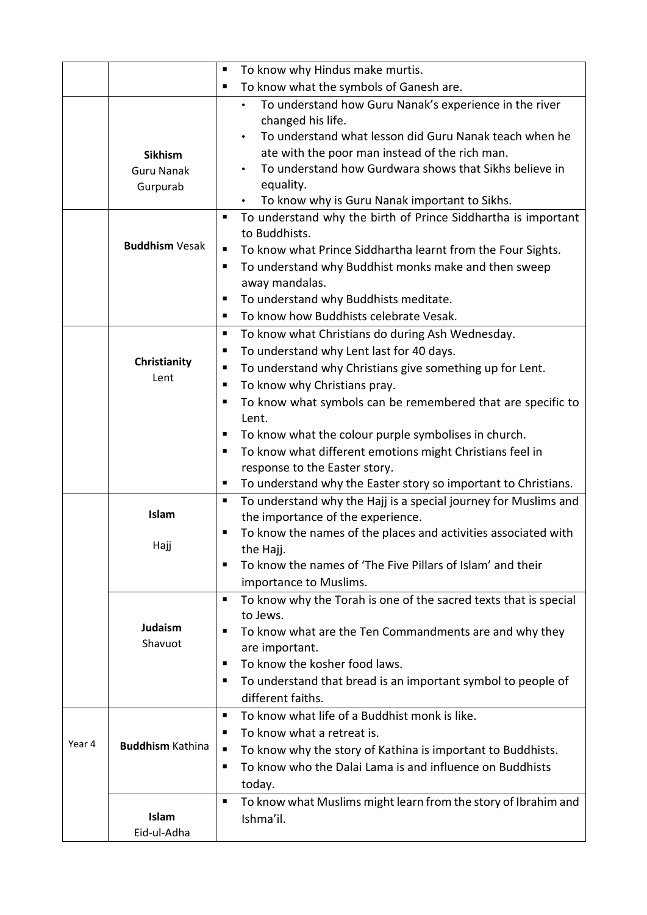| | | |
|---|---|---|
| | | ▪ To know why Hindus make murtis.<br>▪ To know what the symbols of Ganesh are. |
| | **Sikhism**<br>Guru Nanak<br>Gurpurab | • To understand how Guru Nanak's experience in the river changed his life.<br>• To understand what lesson did Guru Nanak teach when he ate with the poor man instead of the rich man.<br>• To understand how Gurdwara shows that Sikhs believe in equality.<br>• To know why is Guru Nanak important to Sikhs. |
| | **Buddhism** Vesak | ▪ To understand why the birth of Prince Siddhartha is important to Buddhists.<br>▪ To know what Prince Siddhartha learnt from the Four Sights.<br>▪ To understand why Buddhist monks make and then sweep away mandalas.<br>▪ To understand why Buddhists meditate.<br>▪ To know how Buddhists celebrate Vesak. |
| | **Christianity**<br>Lent | ▪ To know what Christians do during Ash Wednesday.<br>▪ To understand why Lent last for 40 days.<br>▪ To understand why Christians give something up for Lent.<br>▪ To know why Christians pray.<br>▪ To know what symbols can be remembered that are specific to Lent.<br>▪ To know what the colour purple symbolises in church.<br>▪ To know what different emotions might Christians feel in response to the Easter story.<br>▪ To understand why the Easter story so important to Christians. |
| | **Islam**<br><br>Hajj | ▪ To understand why the Hajj is a special journey for Muslims and the importance of the experience.<br>▪ To know the names of the places and activities associated with the Hajj.<br>▪ To know the names of 'The Five Pillars of Islam' and their importance to Muslims. |
| | **Judaism**<br>Shavuot | ▪ To know why the Torah is one of the sacred texts that is special to Jews.<br>▪ To know what are the Ten Commandments are and why they are important.<br>▪ To know the kosher food laws.<br>▪ To understand that bread is an important symbol to people of different faiths. |
| Year 4 | **Buddhism** Kathina | ▪ To know what life of a Buddhist monk is like.<br>▪ To know what a retreat is.<br>▪ To know why the story of Kathina is important to Buddhists.<br>▪ To know who the Dalai Lama is and influence on Buddhists today. |
| | **Islam**<br>Eid-ul-Adha | ▪ To know what Muslims might learn from the story of Ibrahim and Ishma'il. |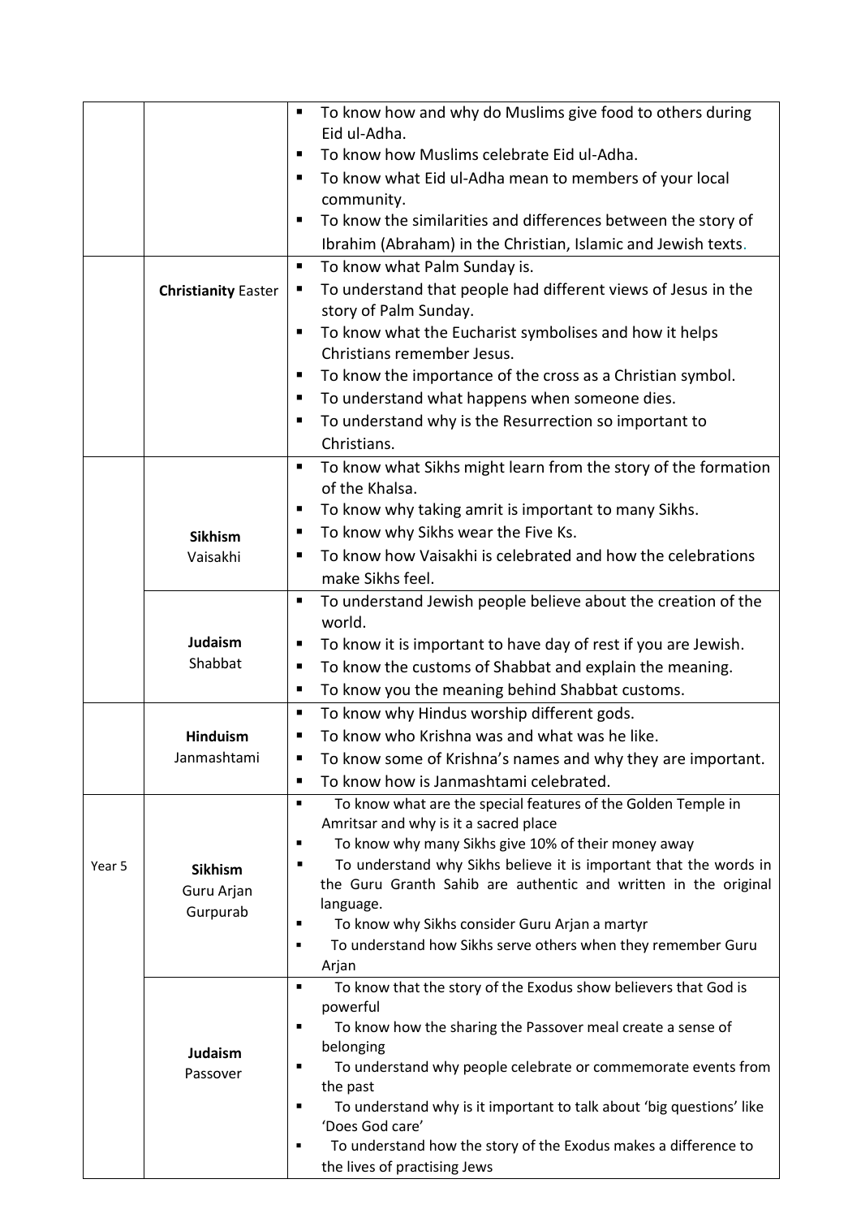| | | |
|---|---|---|
| | | ▪ To know how and why do Muslims give food to others during Eid ul-Adha.<br>▪ To know how Muslims celebrate Eid ul-Adha.<br>▪ To know what Eid ul-Adha mean to members of your local community.<br>▪ To know the similarities and differences between the story of Ibrahim (Abraham) in the Christian, Islamic and Jewish texts. |
| | **Christianity** Easter | ▪ To know what Palm Sunday is.<br>▪ To understand that people had different views of Jesus in the story of Palm Sunday.<br>▪ To know what the Eucharist symbolises and how it helps Christians remember Jesus.<br>▪ To know the importance of the cross as a Christian symbol.<br>▪ To understand what happens when someone dies.<br>▪ To understand why is the Resurrection so important to Christians. |
| | **Sikhism** Vaisakhi | ▪ To know what Sikhs might learn from the story of the formation of the Khalsa.<br>▪ To know why taking amrit is important to many Sikhs.<br>▪ To know why Sikhs wear the Five Ks.<br>▪ To know how Vaisakhi is celebrated and how the celebrations make Sikhs feel. |
| | **Judaism** Shabbat | ▪ To understand Jewish people believe about the creation of the world.<br>▪ To know it is important to have day of rest if you are Jewish.<br>▪ To know the customs of Shabbat and explain the meaning.<br>▪ To know you the meaning behind Shabbat customs. |
| | **Hinduism** Janmashtami | ▪ To know why Hindus worship different gods.<br>▪ To know who Krishna was and what was he like.<br>▪ To know some of Krishna's names and why they are important.<br>▪ To know how is Janmashtami celebrated. |
| Year 5 | **Sikhism** Guru Arjan Gurpurab | ▪ To know what are the special features of the Golden Temple in Amritsar and why is it a sacred place<br>▪ To know why many Sikhs give 10% of their money away<br>▪ To understand why Sikhs believe it is important that the words in the Guru Granth Sahib are authentic and written in the original language.<br>▪ To know why Sikhs consider Guru Arjan a martyr<br>▪ To understand how Sikhs serve others when they remember Guru Arjan |
| | **Judaism** Passover | ▪ To know that the story of the Exodus show believers that God is powerful<br>▪ To know how the sharing the Passover meal create a sense of belonging<br>▪ To understand why people celebrate or commemorate events from the past<br>▪ To understand why is it important to talk about 'big questions' like 'Does God care'<br>▪ To understand how the story of the Exodus makes a difference to the lives of practising Jews |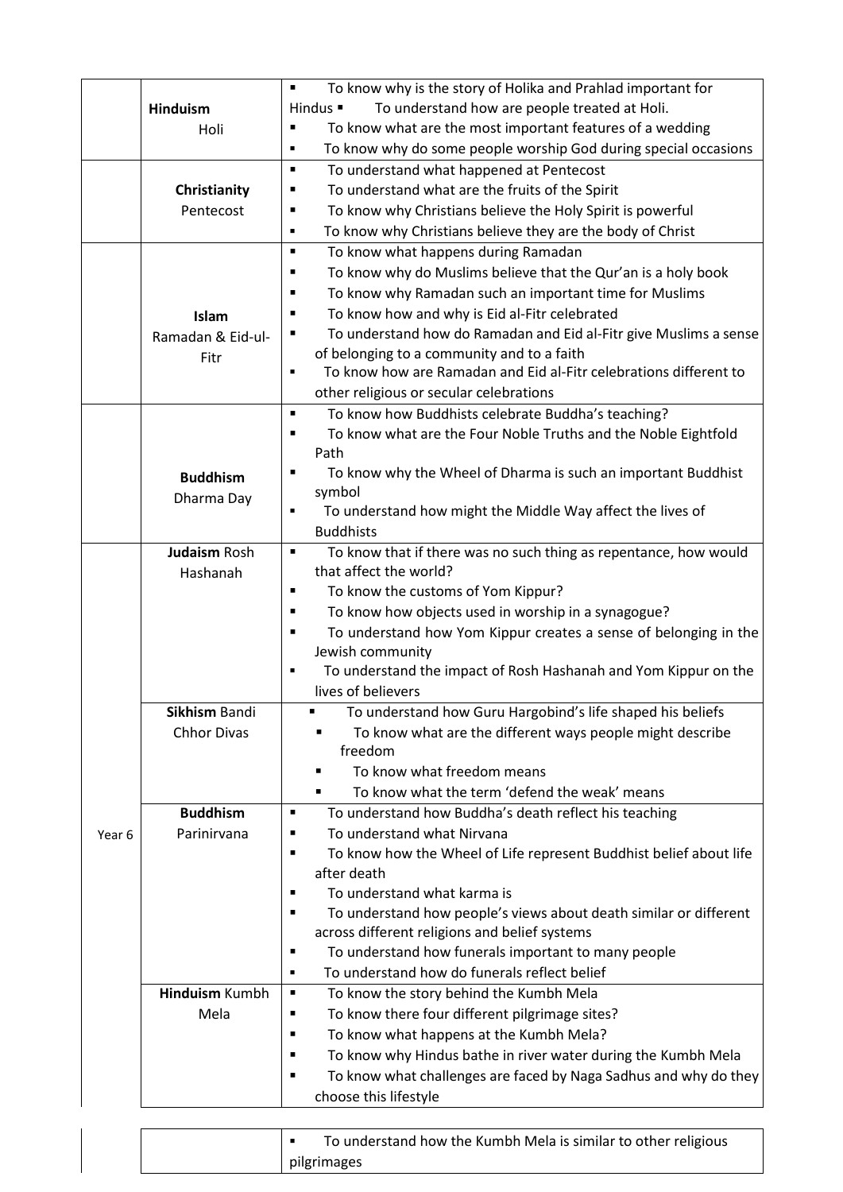| | | |
|---|---|---|
| | **Hinduism** Holi | ▪ To know why is the story of Holika and Prahlad important for Hindus ▪ To understand how are people treated at Holi.<br>▪ To know what are the most important features of a wedding<br>▪ To know why do some people worship God during special occasions |
| | **Christianity** Pentecost | ▪ To understand what happened at Pentecost<br>▪ To understand what are the fruits of the Spirit<br>▪ To know why Christians believe the Holy Spirit is powerful<br>▪ To know why Christians believe they are the body of Christ |
| | **Islam** Ramadan & Eid-ul-Fitr | ▪ To know what happens during Ramadan<br>▪ To know why do Muslims believe that the Qur'an is a holy book<br>▪ To know why Ramadan such an important time for Muslims<br>▪ To know how and why is Eid al-Fitr celebrated<br>▪ To understand how do Ramadan and Eid al-Fitr give Muslims a sense of belonging to a community and to a faith<br>▪ To know how are Ramadan and Eid al-Fitr celebrations different to other religious or secular celebrations |
| | **Buddhism** Dharma Day | ▪ To know how Buddhists celebrate Buddha's teaching?<br>▪ To know what are the Four Noble Truths and the Noble Eightfold Path<br>▪ To know why the Wheel of Dharma is such an important Buddhist symbol<br>▪ To understand how might the Middle Way affect the lives of Buddhists |
| Year 6 | **Judaism** Rosh Hashanah | ▪ To know that if there was no such thing as repentance, how would that affect the world?<br>▪ To know the customs of Yom Kippur?<br>▪ To know how objects used in worship in a synagogue?<br>▪ To understand how Yom Kippur creates a sense of belonging in the Jewish community<br>▪ To understand the impact of Rosh Hashanah and Yom Kippur on the lives of believers |
| | **Sikhism** Bandi Chhor Divas | ▪ To understand how Guru Hargobind's life shaped his beliefs<br>▪ To know what are the different ways people might describe freedom<br>▪ To know what freedom means<br>▪ To know what the term 'defend the weak' means |
| | **Buddhism** Parinirvana | ▪ To understand how Buddha's death reflect his teaching<br>▪ To understand what Nirvana<br>▪ To know how the Wheel of Life represent Buddhist belief about life after death<br>▪ To understand what karma is<br>▪ To understand how people's views about death similar or different across different religions and belief systems<br>▪ To understand how funerals important to many people<br>▪ To understand how do funerals reflect belief |
| | **Hinduism** Kumbh Mela | ▪ To know the story behind the Kumbh Mela<br>▪ To know there four different pilgrimage sites?<br>▪ To know what happens at the Kumbh Mela?<br>▪ To know why Hindus bathe in river water during the Kumbh Mela<br>▪ To know what challenges are faced by Naga Sadhus and why do they choose this lifestyle<br>▪ To understand how the Kumbh Mela is similar to other religious pilgrimages |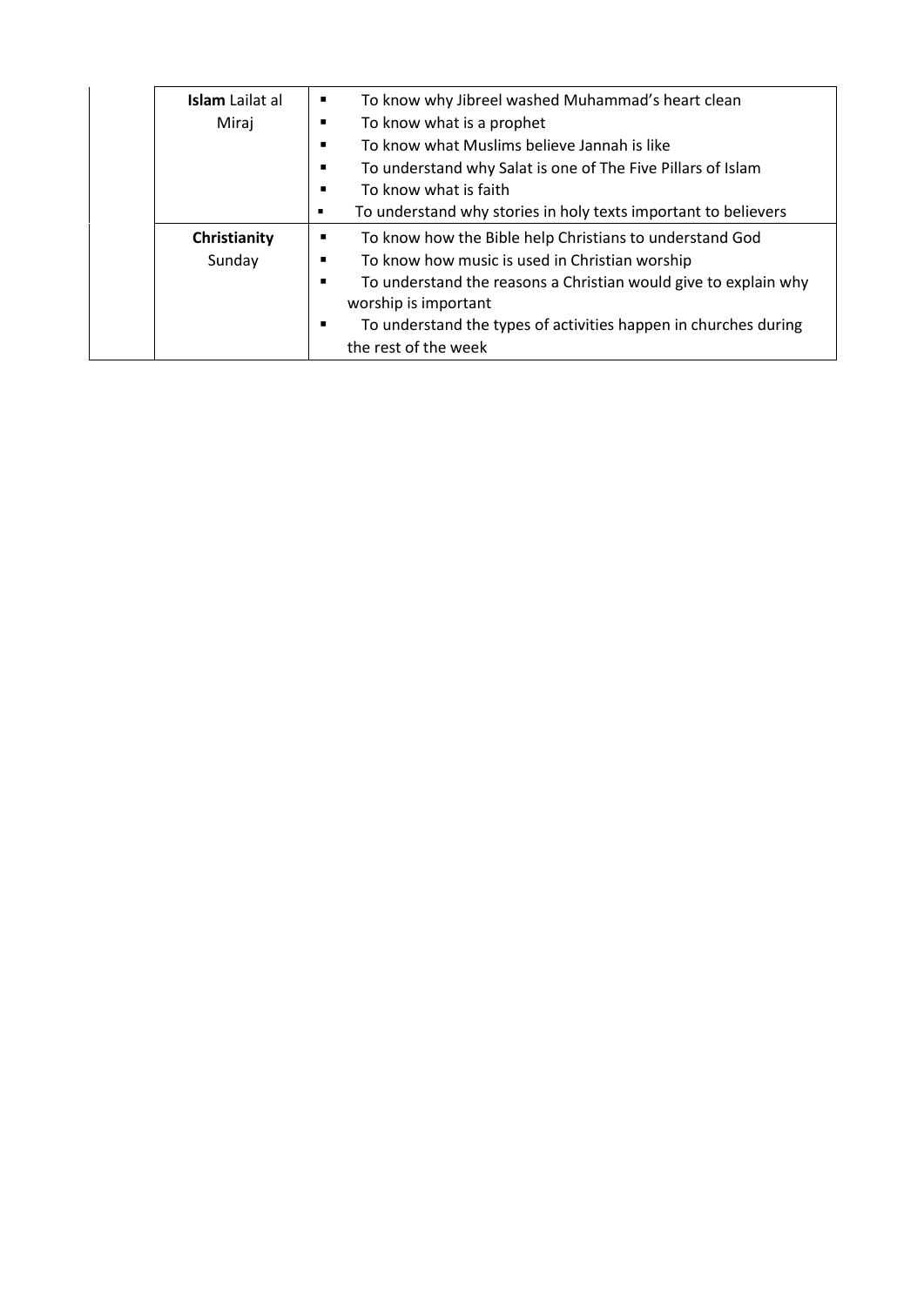| | | |
|---|---|---|
| | **Islam** Lailat al Miraj | ▪ To know why Jibreel washed Muhammad's heart clean<br>▪ To know what is a prophet<br>▪ To know what Muslims believe Jannah is like<br>▪ To understand why Salat is one of The Five Pillars of Islam<br>▪ To know what is faith<br>▪ To understand why stories in holy texts important to believers |
| | **Christianity** Sunday | ▪ To know how the Bible help Christians to understand God<br>▪ To know how music is used in Christian worship<br>▪ To understand the reasons a Christian would give to explain why worship is important<br>▪ To understand the types of activities happen in churches during the rest of the week |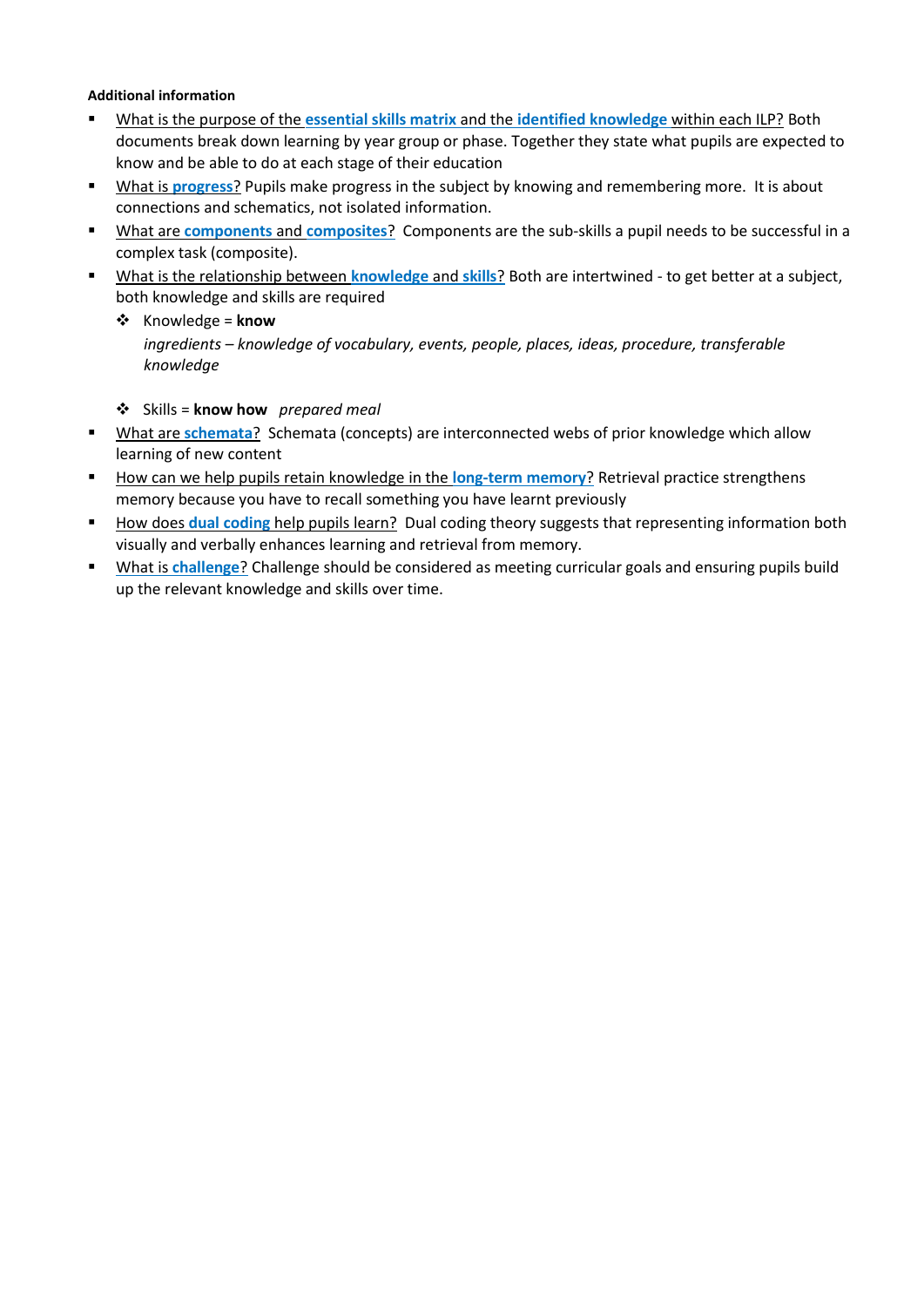**Additional information**

- What is the purpose of the **essential skills matrix** and the **identified knowledge** within each ILP? Both documents break down learning by year group or phase. Together they state what pupils are expected to know and be able to do at each stage of their education
- What is **progress**? Pupils make progress in the subject by knowing and remembering more. It is about connections and schematics, not isolated information.
- What are **components** and **composites**? Components are the sub-skills a pupil needs to be successful in a complex task (composite).
- What is the relationship between **knowledge** and **skills**? Both are intertwined - to get better at a subject, both knowledge and skills are required
  - Knowledge = **know**
    *ingredients – knowledge of vocabulary, events, people, places, ideas, procedure, transferable knowledge*
  - Skills = **know how** *prepared meal*
- What are **schemata**? Schemata (concepts) are interconnected webs of prior knowledge which allow learning of new content
- How can we help pupils retain knowledge in the **long-term memory**? Retrieval practice strengthens memory because you have to recall something you have learnt previously
- How does **dual coding** help pupils learn? Dual coding theory suggests that representing information both visually and verbally enhances learning and retrieval from memory.
- What is **challenge**? Challenge should be considered as meeting curricular goals and ensuring pupils build up the relevant knowledge and skills over time.